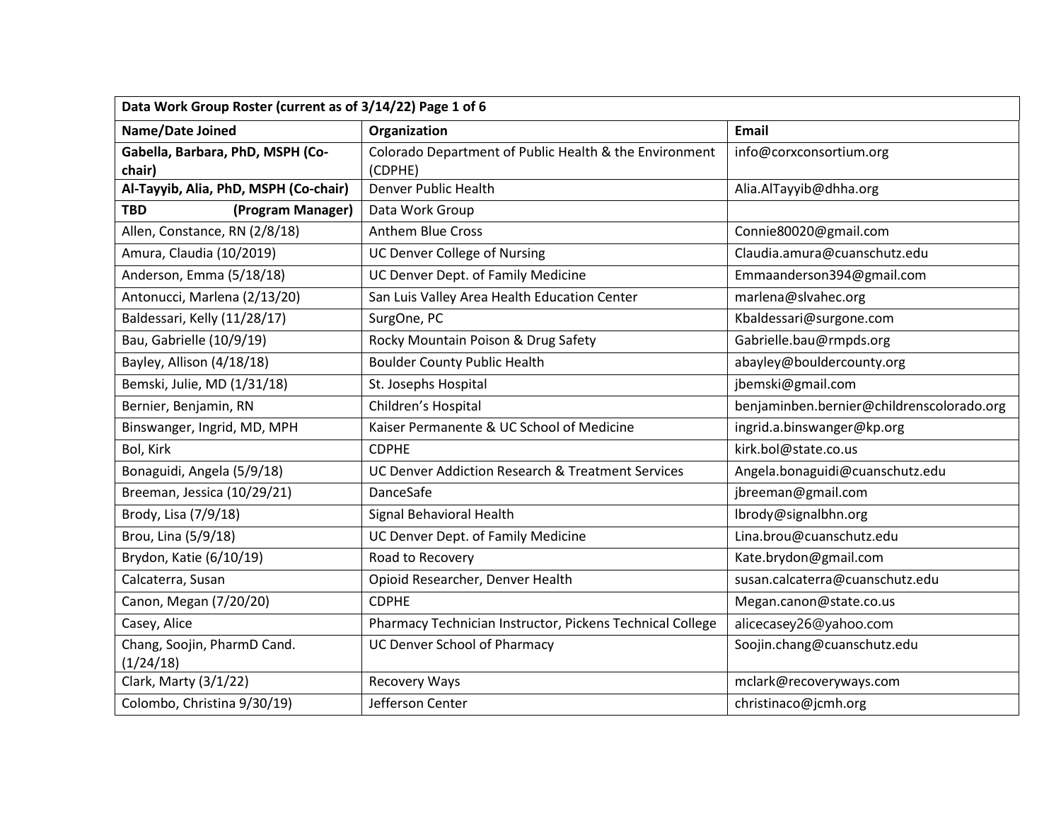| Data Work Group Roster (current as of 3/14/22) Page 1 of 6 | | |
|---|---|---|
| **Name/Date Joined** | **Organization** | **Email** |
| **Gabella, Barbara, PhD, MSPH (Co-chair)** | Colorado Department of Public Health & the Environment (CDPHE) | info@corxconsortium.org |
| **Al-Tayyib, Alia, PhD, MSPH (Co-chair)** | Denver Public Health | Alia.AlTayyib@dhha.org |
| **TBD (Program Manager)** | Data Work Group | |
| Allen, Constance, RN (2/8/18) | Anthem Blue Cross | Connie80020@gmail.com |
| Amura, Claudia (10/2019) | UC Denver College of Nursing | Claudia.amura@cuanschutz.edu |
| Anderson, Emma (5/18/18) | UC Denver Dept. of Family Medicine | Emmaanderson394@gmail.com |
| Antonucci, Marlena (2/13/20) | San Luis Valley Area Health Education Center | marlena@slvahec.org |
| Baldessari, Kelly (11/28/17) | SurgOne, PC | Kbaldessari@surgone.com |
| Bau, Gabrielle (10/9/19) | Rocky Mountain Poison & Drug Safety | Gabrielle.bau@rmpds.org |
| Bayley, Allison (4/18/18) | Boulder County Public Health | abayley@bouldercounty.org |
| Bemski, Julie, MD (1/31/18) | St. Josephs Hospital | jbemski@gmail.com |
| Bernier, Benjamin, RN | Children's Hospital | benjaminben.bernier@childrenscolorado.org |
| Binswanger, Ingrid, MD, MPH | Kaiser Permanente & UC School of Medicine | ingrid.a.binswanger@kp.org |
| Bol, Kirk | CDPHE | kirk.bol@state.co.us |
| Bonaguidi, Angela (5/9/18) | UC Denver Addiction Research & Treatment Services | Angela.bonaguidi@cuanschutz.edu |
| Breeman, Jessica (10/29/21) | DanceSafe | jbreeman@gmail.com |
| Brody, Lisa (7/9/18) | Signal Behavioral Health | lbrody@signalbhn.org |
| Brou, Lina (5/9/18) | UC Denver Dept. of Family Medicine | Lina.brou@cuanschutz.edu |
| Brydon, Katie (6/10/19) | Road to Recovery | Kate.brydon@gmail.com |
| Calcaterra, Susan | Opioid Researcher, Denver Health | susan.calcaterra@cuanschutz.edu |
| Canon, Megan (7/20/20) | CDPHE | Megan.canon@state.co.us |
| Casey, Alice | Pharmacy Technician Instructor, Pickens Technical College | alicecasey26@yahoo.com |
| Chang, Soojin, PharmD Cand. (1/24/18) | UC Denver School of Pharmacy | Soojin.chang@cuanschutz.edu |
| Clark, Marty (3/1/22) | Recovery Ways | mclark@recoveryways.com |
| Colombo, Christina 9/30/19) | Jefferson Center | christinaco@jcmh.org |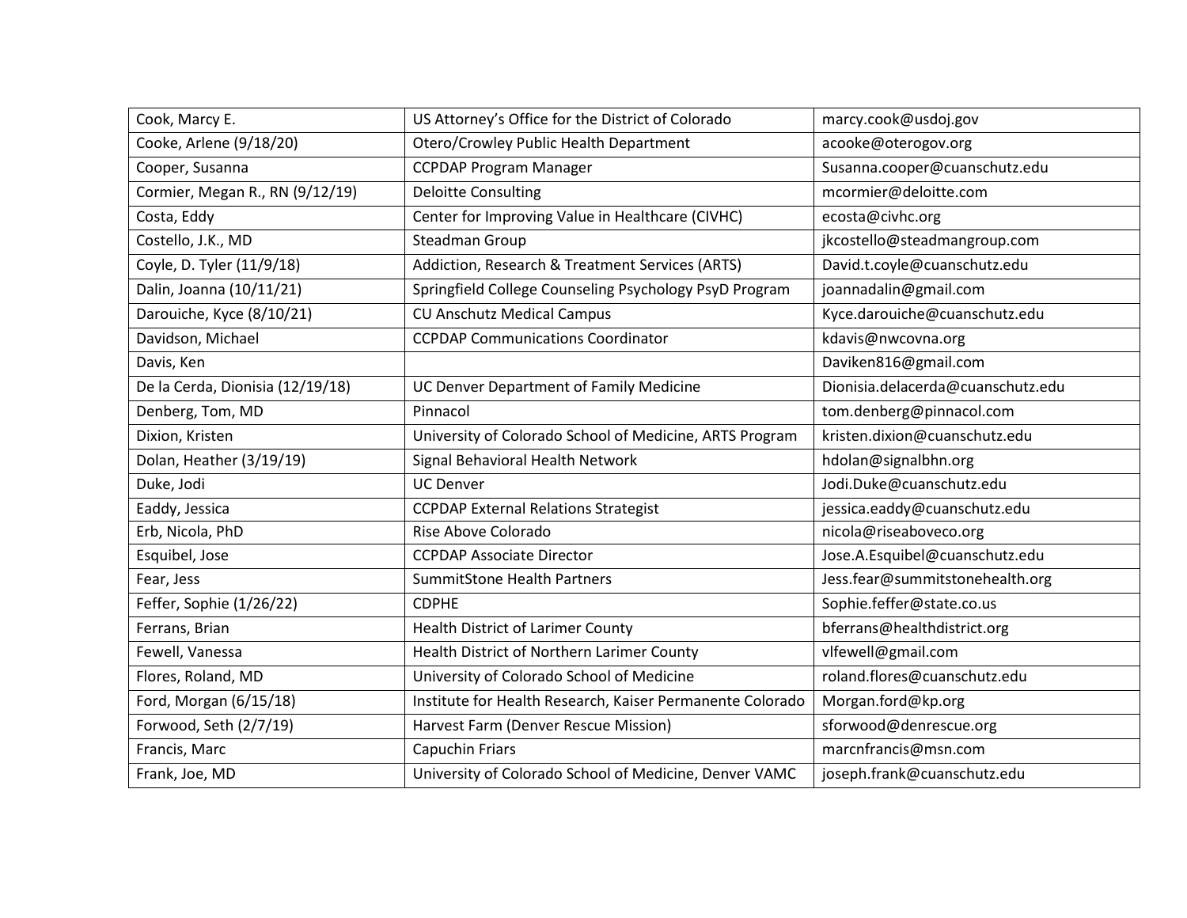| Cook, Marcy E. | US Attorney's Office for the District of Colorado | marcy.cook@usdoj.gov |
|---|---|---|
| Cooke, Arlene (9/18/20) | Otero/Crowley Public Health Department | acooke@oterogov.org |
| Cooper, Susanna | CCPDAP Program Manager | Susanna.cooper@cuanschutz.edu |
| Cormier, Megan R., RN (9/12/19) | Deloitte Consulting | mcormier@deloitte.com |
| Costa, Eddy | Center for Improving Value in Healthcare (CIVHC) | ecosta@civhc.org |
| Costello, J.K., MD | Steadman Group | jkcostello@steadmangroup.com |
| Coyle, D. Tyler (11/9/18) | Addiction, Research & Treatment Services (ARTS) | David.t.coyle@cuanschutz.edu |
| Dalin, Joanna (10/11/21) | Springfield College Counseling Psychology PsyD Program | joannadalin@gmail.com |
| Darouiche, Kyce (8/10/21) | CU Anschutz Medical Campus | Kyce.darouiche@cuanschutz.edu |
| Davidson, Michael | CCPDAP Communications Coordinator | kdavis@nwcovna.org |
| Davis, Ken | | Daviken816@gmail.com |
| De la Cerda, Dionisia (12/19/18) | UC Denver Department of Family Medicine | Dionisia.delacerda@cuanschutz.edu |
| Denberg, Tom, MD | Pinnacol | tom.denberg@pinnacol.com |
| Dixion, Kristen | University of Colorado School of Medicine, ARTS Program | kristen.dixion@cuanschutz.edu |
| Dolan, Heather (3/19/19) | Signal Behavioral Health Network | hdolan@signalbhn.org |
| Duke, Jodi | UC Denver | Jodi.Duke@cuanschutz.edu |
| Eaddy, Jessica | CCPDAP External Relations Strategist | jessica.eaddy@cuanschutz.edu |
| Erb, Nicola, PhD | Rise Above Colorado | nicola@riseaboveco.org |
| Esquibel, Jose | CCPDAP Associate Director | Jose.A.Esquibel@cuanschutz.edu |
| Fear, Jess | SummitStone Health Partners | Jess.fear@summitstonehealth.org |
| Feffer, Sophie (1/26/22) | CDPHE | Sophie.feffer@state.co.us |
| Ferrans, Brian | Health District of Larimer County | bferrans@healthdistrict.org |
| Fewell, Vanessa | Health District of Northern Larimer County | vlfewell@gmail.com |
| Flores, Roland, MD | University of Colorado School of Medicine | roland.flores@cuanschutz.edu |
| Ford, Morgan (6/15/18) | Institute for Health Research, Kaiser Permanente Colorado | Morgan.ford@kp.org |
| Forwood, Seth (2/7/19) | Harvest Farm (Denver Rescue Mission) | sforwood@denrescue.org |
| Francis, Marc | Capuchin Friars | marcnfrancis@msn.com |
| Frank, Joe, MD | University of Colorado School of Medicine, Denver VAMC | joseph.frank@cuanschutz.edu |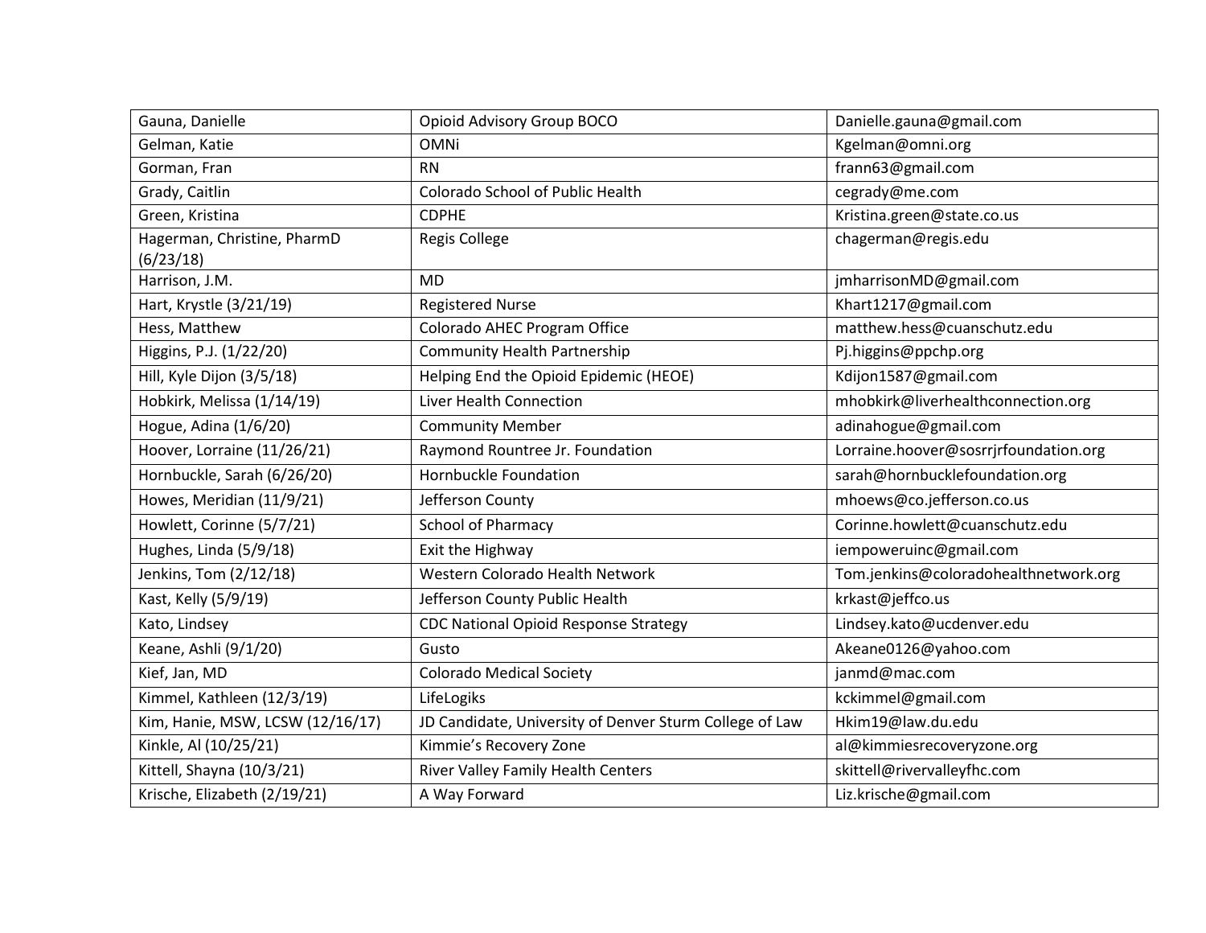| Gauna, Danielle | Opioid Advisory Group BOCO | Danielle.gauna@gmail.com |
|---|---|---|
| Gelman, Katie | OMNi | Kgelman@omni.org |
| Gorman, Fran | RN | frann63@gmail.com |
| Grady, Caitlin | Colorado School of Public Health | cegrady@me.com |
| Green, Kristina | CDPHE | Kristina.green@state.co.us |
| Hagerman, Christine, PharmD (6/23/18) | Regis College | chagerman@regis.edu |
| Harrison, J.M. | MD | jmharrisonMD@gmail.com |
| Hart, Krystle (3/21/19) | Registered Nurse | Khart1217@gmail.com |
| Hess, Matthew | Colorado AHEC Program Office | matthew.hess@cuanschutz.edu |
| Higgins, P.J. (1/22/20) | Community Health Partnership | Pj.higgins@ppchp.org |
| Hill, Kyle Dijon (3/5/18) | Helping End the Opioid Epidemic (HEOE) | Kdijon1587@gmail.com |
| Hobkirk, Melissa (1/14/19) | Liver Health Connection | mhobkirk@liverhealthconnection.org |
| Hogue, Adina (1/6/20) | Community Member | adinahogue@gmail.com |
| Hoover, Lorraine (11/26/21) | Raymond Rountree Jr. Foundation | Lorraine.hoover@sosrrjrfoundation.org |
| Hornbuckle, Sarah (6/26/20) | Hornbuckle Foundation | sarah@hornbucklefoundation.org |
| Howes, Meridian (11/9/21) | Jefferson County | mhoews@co.jefferson.co.us |
| Howlett, Corinne (5/7/21) | School of Pharmacy | Corinne.howlett@cuanschutz.edu |
| Hughes, Linda (5/9/18) | Exit the Highway | iempoweruinc@gmail.com |
| Jenkins, Tom (2/12/18) | Western Colorado Health Network | Tom.jenkins@coloradohealthnetwork.org |
| Kast, Kelly (5/9/19) | Jefferson County Public Health | krkast@jeffco.us |
| Kato, Lindsey | CDC National Opioid Response Strategy | Lindsey.kato@ucdenver.edu |
| Keane, Ashli (9/1/20) | Gusto | Akeane0126@yahoo.com |
| Kief, Jan, MD | Colorado Medical Society | janmd@mac.com |
| Kimmel, Kathleen (12/3/19) | LifeLogiks | kckimmel@gmail.com |
| Kim, Hanie, MSW, LCSW (12/16/17) | JD Candidate, University of Denver Sturm College of Law | Hkim19@law.du.edu |
| Kinkle, Al (10/25/21) | Kimmie's Recovery Zone | al@kimmiesrecoveryzone.org |
| Kittell, Shayna (10/3/21) | River Valley Family Health Centers | skittell@rivervalleyfhc.com |
| Krische, Elizabeth (2/19/21) | A Way Forward | Liz.krische@gmail.com |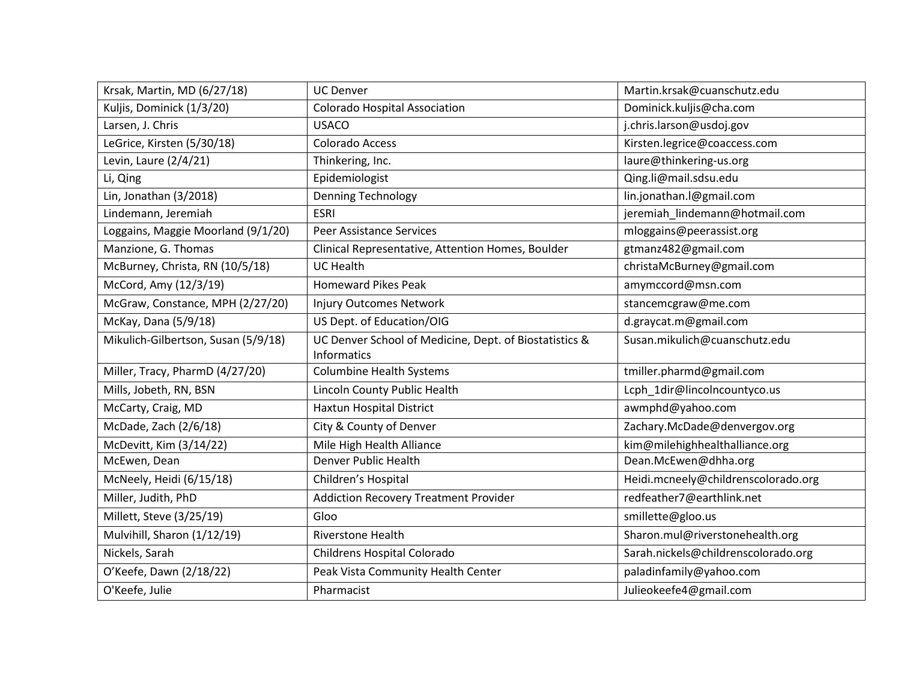| | | |
|---|---|---|
| Krsak, Martin, MD (6/27/18) | UC Denver | Martin.krsak@cuanschutz.edu |
| Kuljis, Dominick (1/3/20) | Colorado Hospital Association | Dominick.kuljis@cha.com |
| Larsen, J. Chris | USACO | j.chris.larson@usdoj.gov |
| LeGrice, Kirsten (5/30/18) | Colorado Access | Kirsten.legrice@coaccess.com |
| Levin, Laure (2/4/21) | Thinkering, Inc. | laure@thinkering-us.org |
| Li, Qing | Epidemiologist | Qing.li@mail.sdsu.edu |
| Lin, Jonathan (3/2018) | Denning Technology | lin.jonathan.l@gmail.com |
| Lindemann, Jeremiah | ESRI | jeremiah_lindemann@hotmail.com |
| Loggains, Maggie Moorland (9/1/20) | Peer Assistance Services | mloggains@peerassist.org |
| Manzione, G. Thomas | Clinical Representative, Attention Homes, Boulder | gtmanz482@gmail.com |
| McBurney, Christa, RN (10/5/18) | UC Health | christaMcBurney@gmail.com |
| McCord, Amy (12/3/19) | Homeward Pikes Peak | amymccord@msn.com |
| McGraw, Constance, MPH (2/27/20) | Injury Outcomes Network | stancemcgraw@me.com |
| McKay, Dana (5/9/18) | US Dept. of Education/OIG | d.graycat.m@gmail.com |
| Mikulich-Gilbertson, Susan (5/9/18) | UC Denver School of Medicine, Dept. of Biostatistics & Informatics | Susan.mikulich@cuanschutz.edu |
| Miller, Tracy, PharmD (4/27/20) | Columbine Health Systems | tmiller.pharmd@gmail.com |
| Mills, Jobeth, RN, BSN | Lincoln County Public Health | Lcph_1dir@lincolncountyco.us |
| McCarty, Craig, MD | Haxtun Hospital District | awmphd@yahoo.com |
| McDade, Zach (2/6/18) | City & County of Denver | Zachary.McDade@denvergov.org |
| McDevitt, Kim (3/14/22) | Mile High Health Alliance | kim@milehighhealthalliance.org |
| McEwen, Dean | Denver Public Health | Dean.McEwen@dhha.org |
| McNeely, Heidi (6/15/18) | Children's Hospital | Heidi.mcneely@childrenscolorado.org |
| Miller, Judith, PhD | Addiction Recovery Treatment Provider | redfeather7@earthlink.net |
| Millett, Steve (3/25/19) | Gloo | smillette@gloo.us |
| Mulvihill, Sharon (1/12/19) | Riverstone Health | Sharon.mul@riverstonehealth.org |
| Nickels, Sarah | Childrens Hospital Colorado | Sarah.nickels@childrenscolorado.org |
| O'Keefe, Dawn (2/18/22) | Peak Vista Community Health Center | paladinfamily@yahoo.com |
| O'Keefe, Julie | Pharmacist | Julieokeefe4@gmail.com |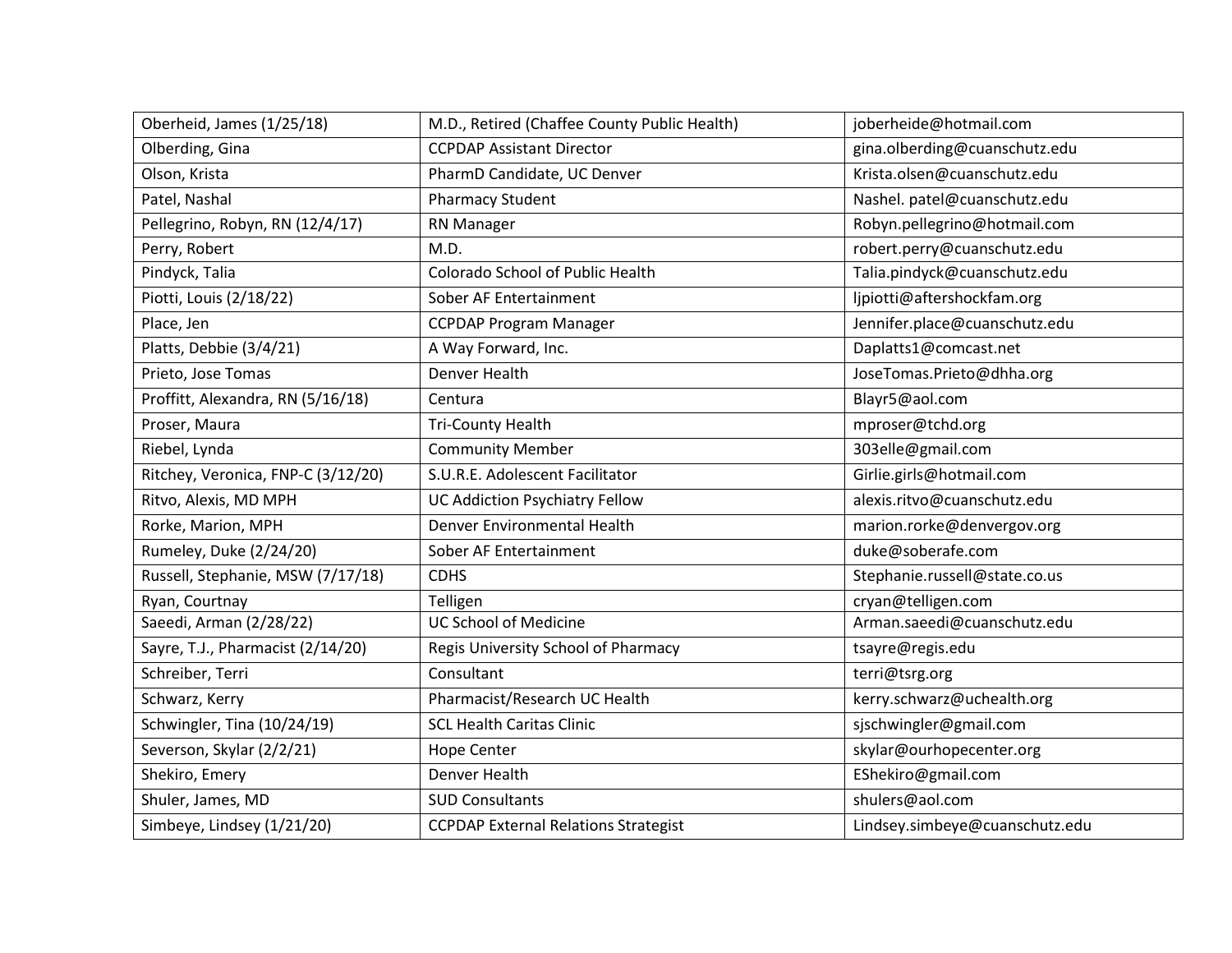| Oberheid, James (1/25/18) | M.D., Retired (Chaffee County Public Health) | joberheide@hotmail.com |
|---|---|---|
| Olberding, Gina | CCPDAP Assistant Director | gina.olberding@cuanschutz.edu |
| Olson, Krista | PharmD Candidate, UC Denver | Krista.olsen@cuanschutz.edu |
| Patel, Nashal | Pharmacy Student | Nashel. patel@cuanschutz.edu |
| Pellegrino, Robyn, RN (12/4/17) | RN Manager | Robyn.pellegrino@hotmail.com |
| Perry, Robert | M.D. | robert.perry@cuanschutz.edu |
| Pindyck, Talia | Colorado School of Public Health | Talia.pindyck@cuanschutz.edu |
| Piotti, Louis (2/18/22) | Sober AF Entertainment | ljpiotti@aftershockfam.org |
| Place, Jen | CCPDAP Program Manager | Jennifer.place@cuanschutz.edu |
| Platts, Debbie (3/4/21) | A Way Forward, Inc. | Daplatts1@comcast.net |
| Prieto, Jose Tomas | Denver Health | JoseTomas.Prieto@dhha.org |
| Proffitt, Alexandra, RN (5/16/18) | Centura | Blayr5@aol.com |
| Proser, Maura | Tri-County Health | mproser@tchd.org |
| Riebel, Lynda | Community Member | 303elle@gmail.com |
| Ritchey, Veronica, FNP-C (3/12/20) | S.U.R.E. Adolescent Facilitator | Girlie.girls@hotmail.com |
| Ritvo, Alexis, MD MPH | UC Addiction Psychiatry Fellow | alexis.ritvo@cuanschutz.edu |
| Rorke, Marion, MPH | Denver Environmental Health | marion.rorke@denvergov.org |
| Rumeley, Duke (2/24/20) | Sober AF Entertainment | duke@soberafe.com |
| Russell, Stephanie, MSW (7/17/18) | CDHS | Stephanie.russell@state.co.us |
| Ryan, Courtnay | Telligen | cryan@telligen.com |
| Saeedi, Arman (2/28/22) | UC School of Medicine | Arman.saeedi@cuanschutz.edu |
| Sayre, T.J., Pharmacist (2/14/20) | Regis University School of Pharmacy | tsayre@regis.edu |
| Schreiber, Terri | Consultant | terri@tsrg.org |
| Schwarz, Kerry | Pharmacist/Research UC Health | kerry.schwarz@uchealth.org |
| Schwingler, Tina (10/24/19) | SCL Health Caritas Clinic | sjschwingler@gmail.com |
| Severson, Skylar (2/2/21) | Hope Center | skylar@ourhopecenter.org |
| Shekiro, Emery | Denver Health | EShekiro@gmail.com |
| Shuler, James, MD | SUD Consultants | shulers@aol.com |
| Simbeye, Lindsey (1/21/20) | CCPDAP External Relations Strategist | Lindsey.simbeye@cuanschutz.edu |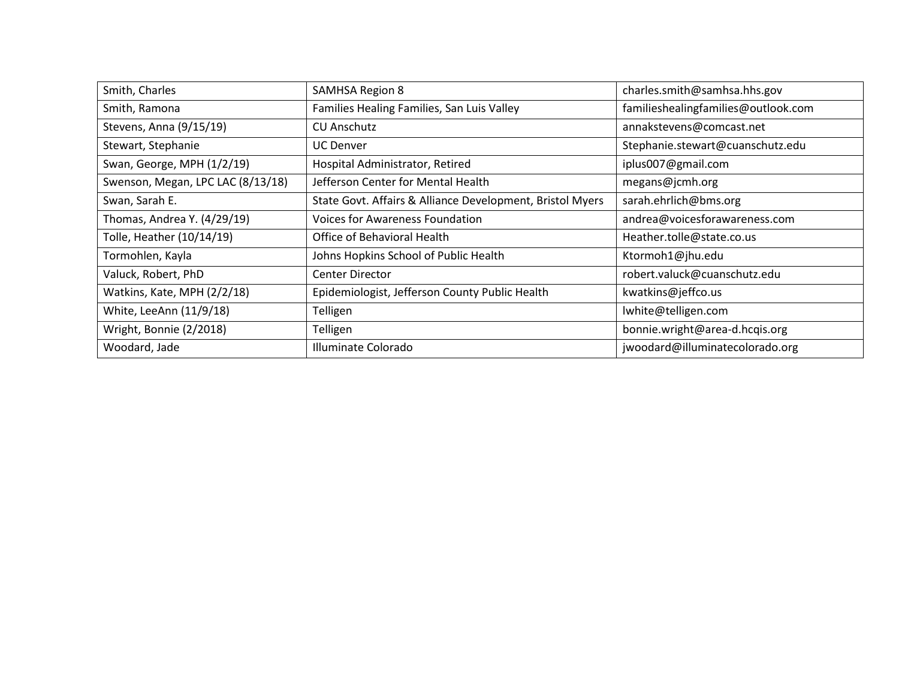| | | |
|---|---|---|
| Smith, Charles | SAMHSA Region 8 | charles.smith@samhsa.hhs.gov |
| Smith, Ramona | Families Healing Families, San Luis Valley | familieshealingfamilies@outlook.com |
| Stevens, Anna (9/15/19) | CU Anschutz | annakstevens@comcast.net |
| Stewart, Stephanie | UC Denver | Stephanie.stewart@cuanschutz.edu |
| Swan, George, MPH (1/2/19) | Hospital Administrator, Retired | iplus007@gmail.com |
| Swenson, Megan, LPC LAC (8/13/18) | Jefferson Center for Mental Health | megans@jcmh.org |
| Swan, Sarah E. | State Govt. Affairs & Alliance Development, Bristol Myers | sarah.ehrlich@bms.org |
| Thomas, Andrea Y. (4/29/19) | Voices for Awareness Foundation | andrea@voicesforawareness.com |
| Tolle, Heather (10/14/19) | Office of Behavioral Health | Heather.tolle@state.co.us |
| Tormohlen, Kayla | Johns Hopkins School of Public Health | Ktormoh1@jhu.edu |
| Valuck, Robert, PhD | Center Director | robert.valuck@cuanschutz.edu |
| Watkins, Kate, MPH (2/2/18) | Epidemiologist, Jefferson County Public Health | kwatkins@jeffco.us |
| White, LeeAnn (11/9/18) | Telligen | lwhite@telligen.com |
| Wright, Bonnie (2/2018) | Telligen | bonnie.wright@area-d.hcqis.org |
| Woodard, Jade | Illuminate Colorado | jwoodard@illuminatecolorado.org |